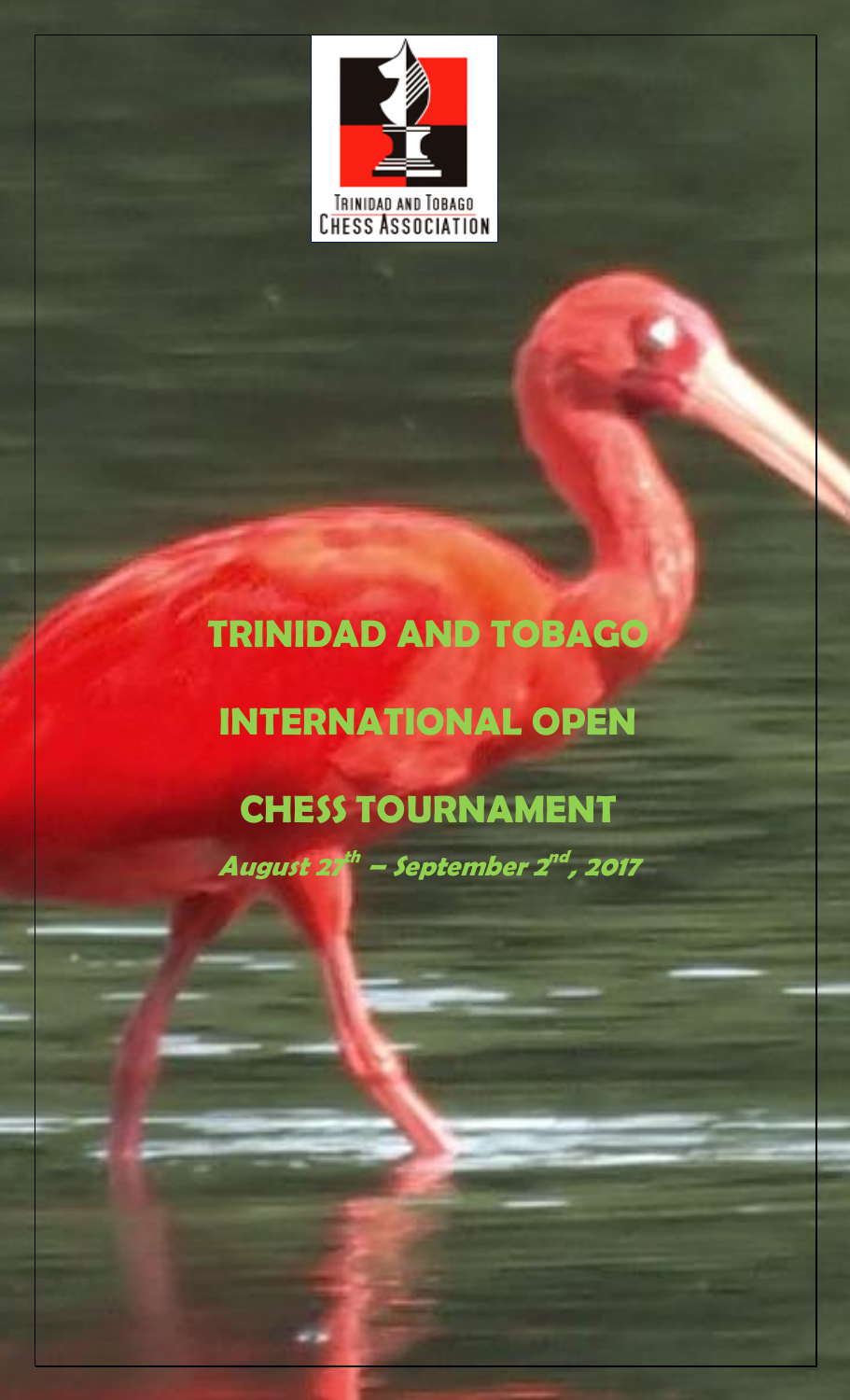TRINIDAD AND TOBAGO CHESS ASSOCIATION

# TRINIDAD AND TOBAGO

# INTERNATIONAL OPEN

# CHESS TOURNAMENT

***August 27th – September 2nd, 2017***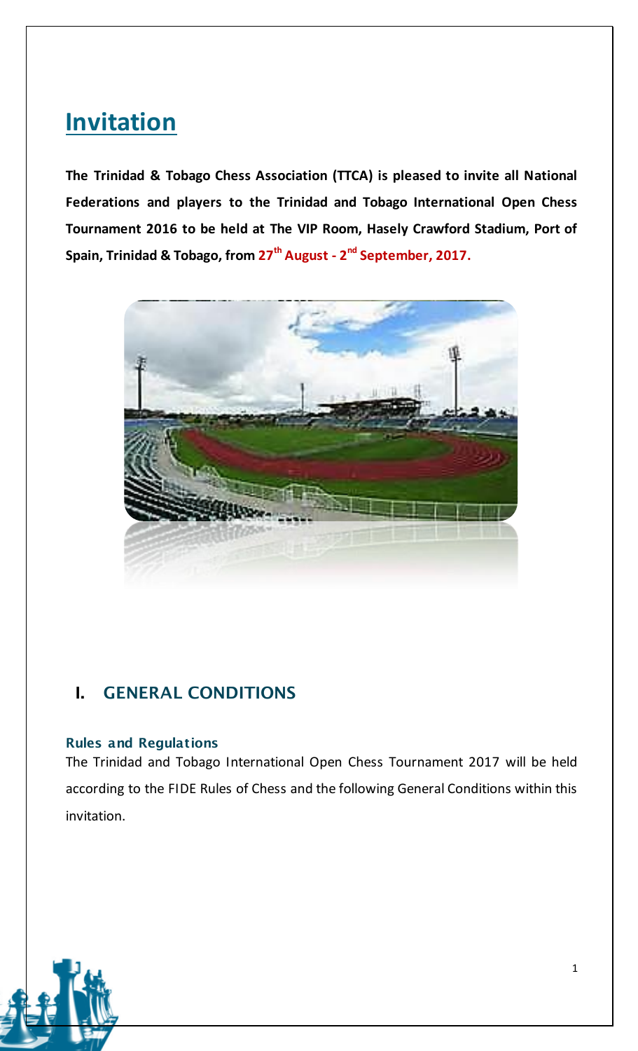# Invitation

**The Trinidad & Tobago Chess Association (TTCA) is pleased to invite all National Federations and players to the Trinidad and Tobago International Open Chess Tournament 2016 to be held at The VIP Room, Hasely Crawford Stadium, Port of Spain, Trinidad & Tobago, from 27th August - 2nd September, 2017.**

## I. GENERAL CONDITIONS

### Rules and Regulations

The Trinidad and Tobago International Open Chess Tournament 2017 will be held according to the FIDE Rules of Chess and the following General Conditions within this invitation.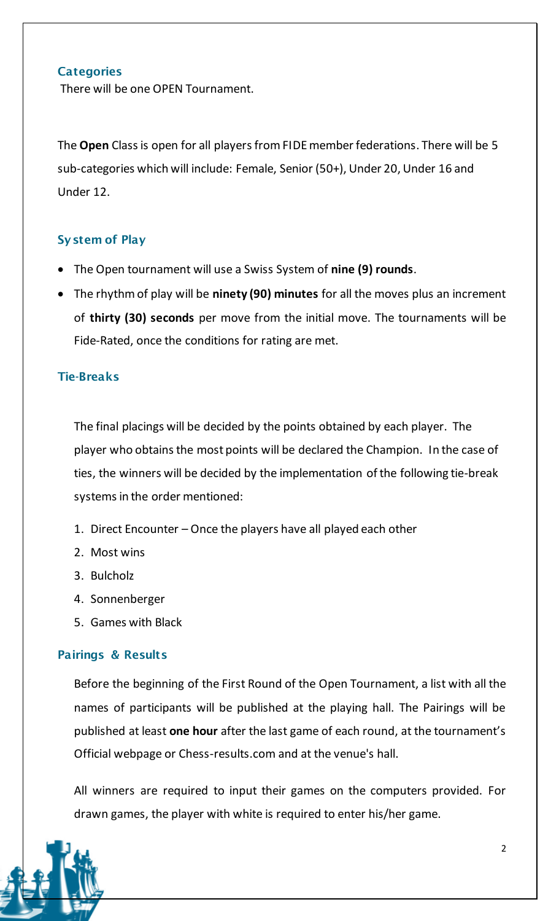## Categories

There will be one OPEN Tournament.

The **Open** Class is open for all players from FIDE member federations. There will be 5 sub-categories which will include: Female, Senior (50+), Under 20, Under 16 and Under 12.

## System of Play

- The Open tournament will use a Swiss System of **nine (9) rounds**.
- The rhythm of play will be **ninety (90) minutes** for all the moves plus an increment of **thirty (30) seconds** per move from the initial move. The tournaments will be Fide-Rated, once the conditions for rating are met.

## Tie-Breaks

The final placings will be decided by the points obtained by each player. The player who obtains the most points will be declared the Champion. In the case of ties, the winners will be decided by the implementation of the following tie-break systems in the order mentioned:

1. Direct Encounter – Once the players have all played each other
2. Most wins
3. Bulcholz
4. Sonnenberger
5. Games with Black

## Pairings & Results

Before the beginning of the First Round of the Open Tournament, a list with all the names of participants will be published at the playing hall. The Pairings will be published at least **one hour** after the last game of each round, at the tournament's Official webpage or Chess-results.com and at the venue's hall.

All winners are required to input their games on the computers provided. For drawn games, the player with white is required to enter his/her game.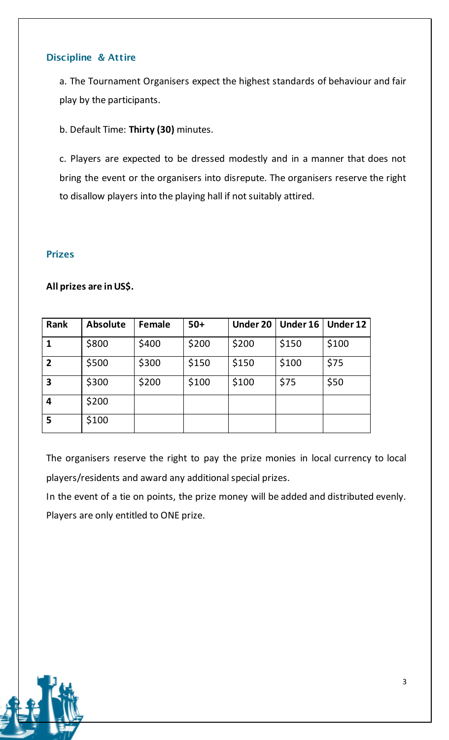### Discipline & Attire

a. The Tournament Organisers expect the highest standards of behaviour and fair play by the participants.

b. Default Time: **Thirty (30)** minutes.

c. Players are expected to be dressed modestly and in a manner that does not bring the event or the organisers into disrepute. The organisers reserve the right to disallow players into the playing hall if not suitably attired.

### Prizes

**All prizes are in US$.**

| Rank | Absolute | Female | 50+ | Under 20 | Under 16 | Under 12 |
|---|---|---|---|---|---|---|
| 1 | $800 | $400 | $200 | $200 | $150 | $100 |
| 2 | $500 | $300 | $150 | $150 | $100 | $75 |
| 3 | $300 | $200 | $100 | $100 | $75 | $50 |
| 4 | $200 | | | | | |
| 5 | $100 | | | | | |

The organisers reserve the right to pay the prize monies in local currency to local players/residents and award any additional special prizes.

In the event of a tie on points, the prize money will be added and distributed evenly.

Players are only entitled to ONE prize.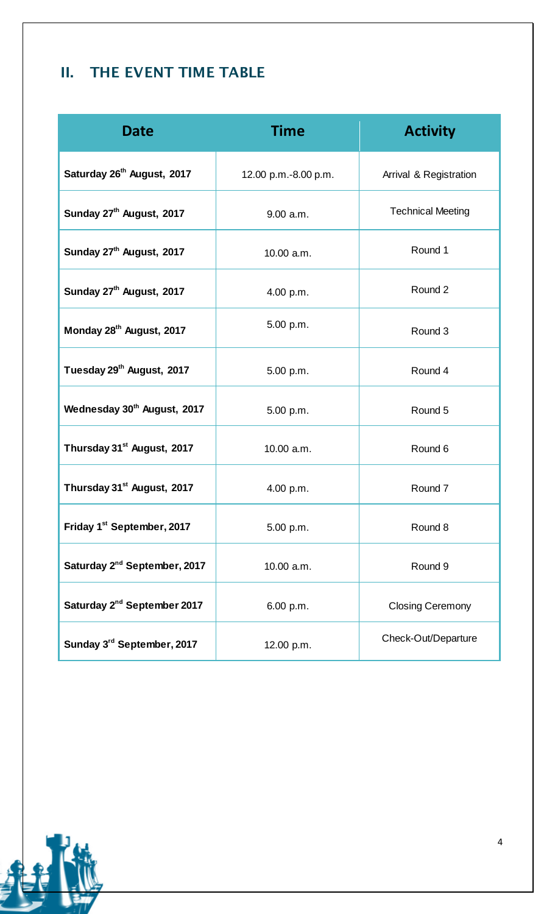## II. THE EVENT TIME TABLE

| Date | Time | Activity |
|---|---|---|
| Saturday 26th August, 2017 | 12.00 p.m.-8.00 p.m. | Arrival & Registration |
| Sunday 27th August, 2017 | 9.00 a.m. | Technical Meeting |
| Sunday 27th August, 2017 | 10.00 a.m. | Round 1 |
| Sunday 27th August, 2017 | 4.00 p.m. | Round 2 |
| Monday 28th August, 2017 | 5.00 p.m. | Round 3 |
| Tuesday 29th August, 2017 | 5.00 p.m. | Round 4 |
| Wednesday 30th August, 2017 | 5.00 p.m. | Round 5 |
| Thursday 31st August, 2017 | 10.00 a.m. | Round 6 |
| Thursday 31st August, 2017 | 4.00 p.m. | Round 7 |
| Friday 1st September, 2017 | 5.00 p.m. | Round 8 |
| Saturday 2nd September, 2017 | 10.00 a.m. | Round 9 |
| Saturday 2nd September 2017 | 6.00 p.m. | Closing Ceremony |
| Sunday 3rd September, 2017 | 12.00 p.m. | Check-Out/Departure |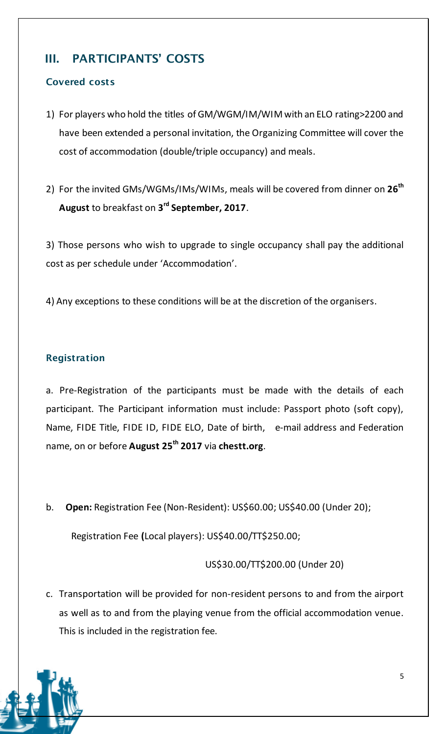## III. PARTICIPANTS' COSTS

### Covered costs

1) For players who hold the titles of GM/WGM/IM/WIM with an ELO rating>2200 and have been extended a personal invitation, the Organizing Committee will cover the cost of accommodation (double/triple occupancy) and meals.

2) For the invited GMs/WGMs/IMs/WIMs, meals will be covered from dinner on **26th August** to breakfast on **3rd September, 2017**.

3) Those persons who wish to upgrade to single occupancy shall pay the additional cost as per schedule under 'Accommodation'.

4) Any exceptions to these conditions will be at the discretion of the organisers.

### Registration

a. Pre-Registration of the participants must be made with the details of each participant. The Participant information must include: Passport photo (soft copy), Name, FIDE Title, FIDE ID, FIDE ELO, Date of birth, e-mail address and Federation name, on or before **August 25th 2017** via **chestt.org**.

b. **Open:** Registration Fee (Non-Resident): US$60.00; US$40.00 (Under 20);

Registration Fee **(**Local players): US$40.00/TT$250.00;

US$30.00/TT$200.00 (Under 20)

c. Transportation will be provided for non-resident persons to and from the airport as well as to and from the playing venue from the official accommodation venue. This is included in the registration fee.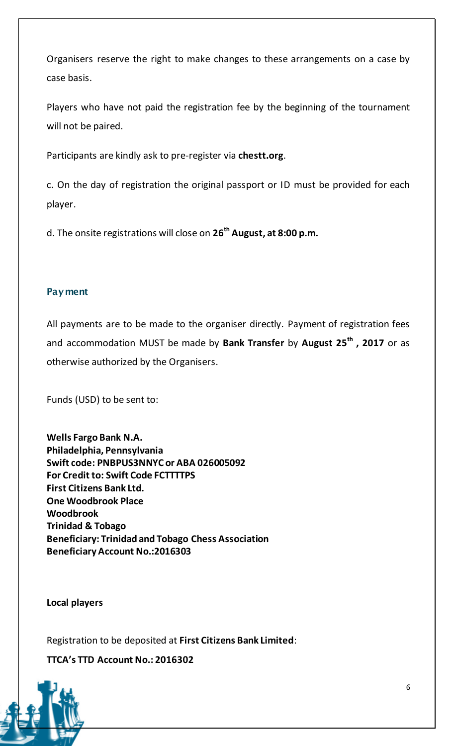Organisers reserve the right to make changes to these arrangements on a case by case basis.

Players who have not paid the registration fee by the beginning of the tournament will not be paired.

Participants are kindly ask to pre-register via **chestt.org**.

c. On the day of registration the original passport or ID must be provided for each player.

d. The onsite registrations will close on **26th August, at 8:00 p.m.**

## Payment

All payments are to be made to the organiser directly. Payment of registration fees and accommodation MUST be made by **Bank Transfer** by **August 25th , 2017** or as otherwise authorized by the Organisers.

Funds (USD) to be sent to:

**Wells Fargo Bank N.A.**
**Philadelphia, Pennsylvania**
**Swift code: PNBPUS3NNYC or ABA 026005092**
**For Credit to: Swift Code FCTTTTPS**
**First Citizens Bank Ltd.**
**One Woodbrook Place**
**Woodbrook**
**Trinidad & Tobago**
**Beneficiary: Trinidad and Tobago Chess Association**
**Beneficiary Account No.:2016303**

**Local players**

Registration to be deposited at **First Citizens Bank Limited**:

**TTCA's TTD Account No.: 2016302**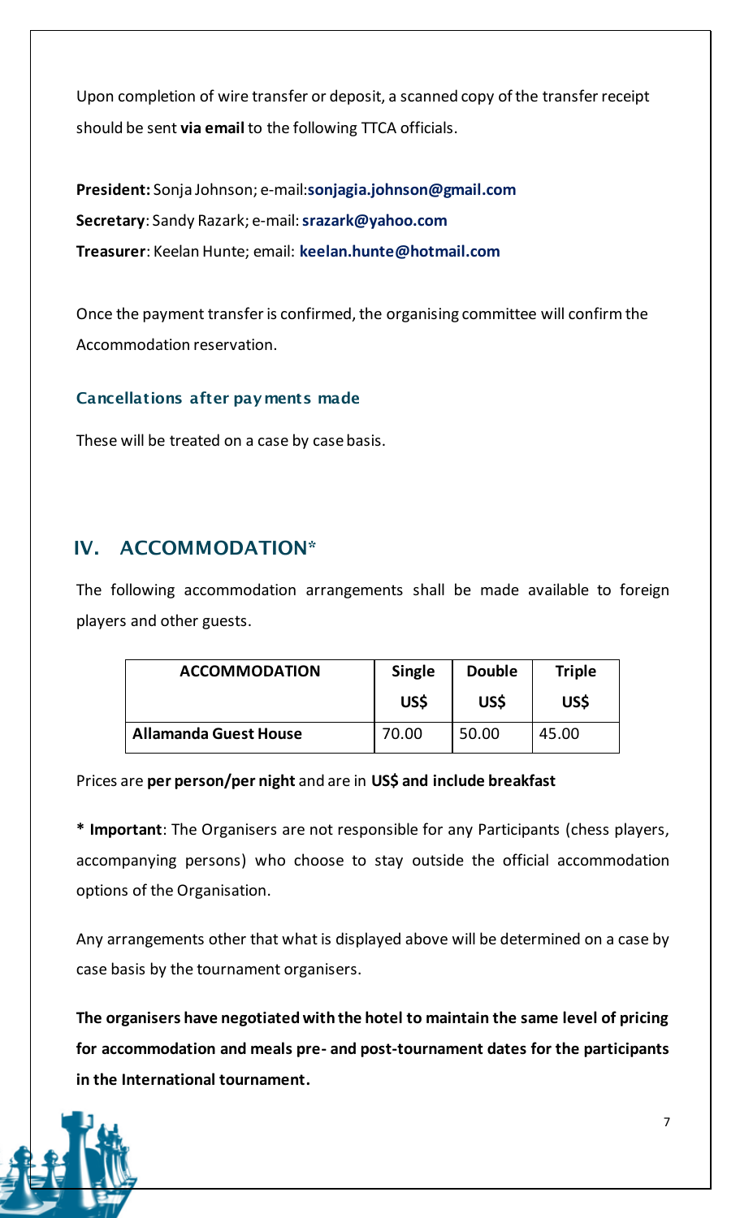Upon completion of wire transfer or deposit, a scanned copy of the transfer receipt should be sent **via email** to the following TTCA officials.

**President:** Sonja Johnson; e-mail:**sonjagia.johnson@gmail.com**
**Secretary**: Sandy Razark; e-mail: **srazark@yahoo.com**
**Treasurer**: Keelan Hunte; email: **keelan.hunte@hotmail.com**

Once the payment transfer is confirmed, the organising committee will confirm the Accommodation reservation.

### Cancellations after payments made

These will be treated on a case by case basis.

## IV. ACCOMMODATION*

The following accommodation arrangements shall be made available to foreign players and other guests.

| ACCOMMODATION | Single US$ | Double US$ | Triple US$ |
|---|---|---|---|
| **Allamanda Guest House** | 70.00 | 50.00 | 45.00 |

Prices are **per person/per night** and are in **US$ and include breakfast**

**\* Important**: The Organisers are not responsible for any Participants (chess players, accompanying persons) who choose to stay outside the official accommodation options of the Organisation.

Any arrangements other that what is displayed above will be determined on a case by case basis by the tournament organisers.

**The organisers have negotiated with the hotel to maintain the same level of pricing for accommodation and meals pre- and post-tournament dates for the participants in the International tournament.**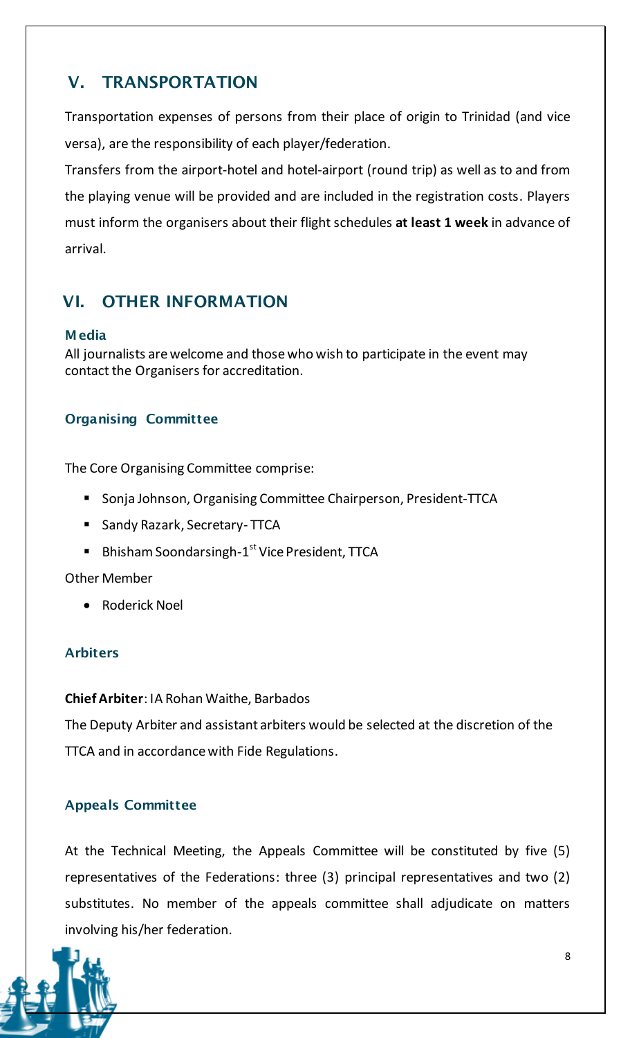## V. TRANSPORTATION

Transportation expenses of persons from their place of origin to Trinidad (and vice versa), are the responsibility of each player/federation.

Transfers from the airport-hotel and hotel-airport (round trip) as well as to and from the playing venue will be provided and are included in the registration costs. Players must inform the organisers about their flight schedules **at least 1 week** in advance of arrival.

## VI. OTHER INFORMATION

### Media

All journalists are welcome and those who wish to participate in the event may contact the Organisers for accreditation.

### Organising Committee

The Core Organising Committee comprise:

- Sonja Johnson, Organising Committee Chairperson, President-TTCA
- Sandy Razark, Secretary- TTCA
- Bhisham Soondarsingh-1st Vice President, TTCA

Other Member

- Roderick Noel

### Arbiters

**Chief Arbiter**: IA Rohan Waithe, Barbados

The Deputy Arbiter and assistant arbiters would be selected at the discretion of the TTCA and in accordance with Fide Regulations.

### Appeals Committee

At the Technical Meeting, the Appeals Committee will be constituted by five (5) representatives of the Federations: three (3) principal representatives and two (2) substitutes. No member of the appeals committee shall adjudicate on matters involving his/her federation.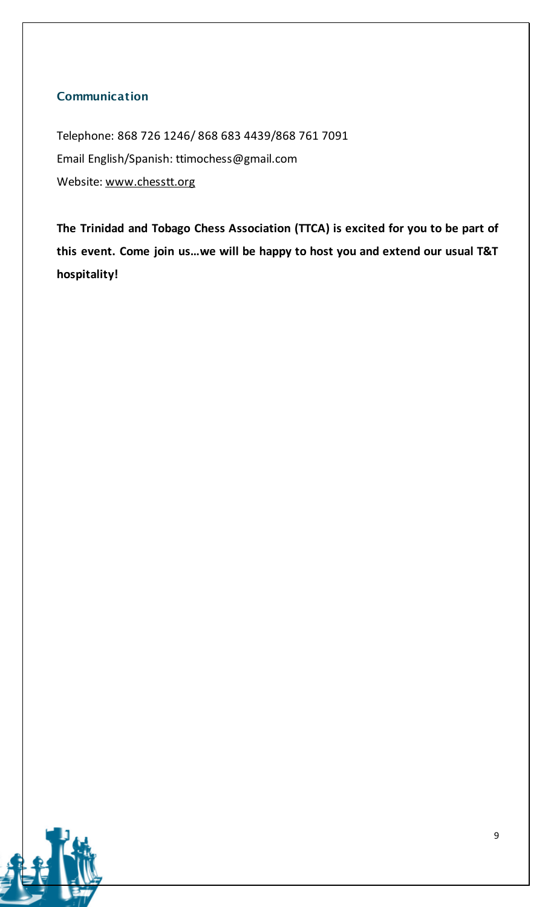## Communication

Telephone: 868 726 1246/ 868 683 4439/868 761 7091
Email English/Spanish: ttimochess@gmail.com
Website: www.chesstt.org

**The Trinidad and Tobago Chess Association (TTCA) is excited for you to be part of this event. Come join us…we will be happy to host you and extend our usual T&T hospitality!**